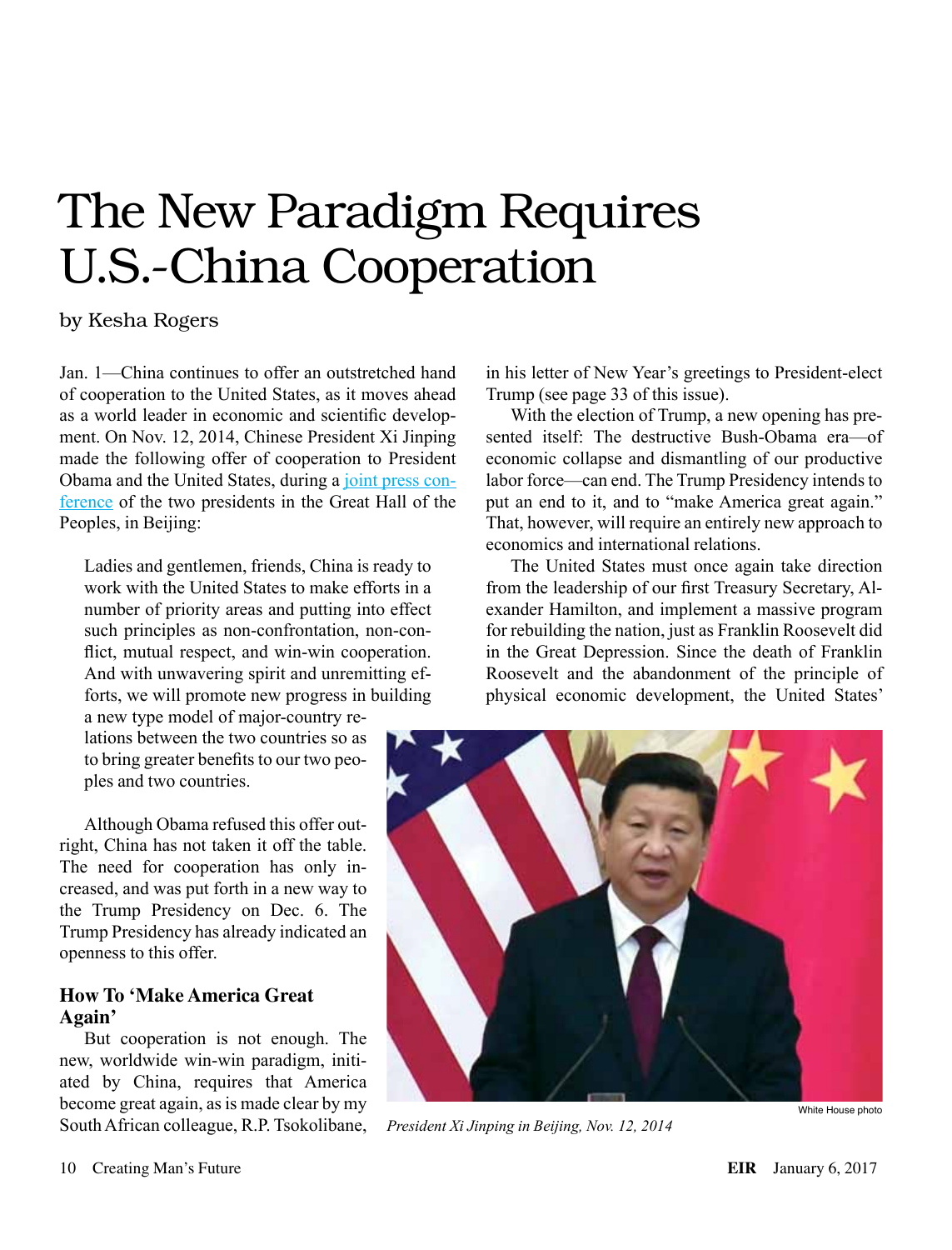# The New Paradigm Requires U.S.-China Cooperation

by Kesha Rogers

Jan. 1—China continues to offer an outstretched hand of cooperation to the United States, as it moves ahead as a world leader in economic and scientific development. On Nov. 12, 2014, Chinese President Xi Jinping made the following offer of cooperation to President Obama and the United States, during a joint press conference of the two presidents in the Great Hall of the Peoples, in Beijing:

> Ladies and gentlemen, friends, China is ready to work with the United States to make efforts in a number of priority areas and putting into effect such principles as non-confrontation, non-conflict, mutual respect, and win-win cooperation. And with unwavering spirit and unremitting efforts, we will promote new progress in building a new type model of major-country relations between the two countries so as to bring greater benefits to our two peoples and two countries.

Although Obama refused this offer outright, China has not taken it off the table. The need for cooperation has only increased, and was put forth in a new way to the Trump Presidency on Dec. 6. The Trump Presidency has already indicated an openness to this offer.

## How To 'Make America Great Again'

But cooperation is not enough. The new, worldwide win-win paradigm, initiated by China, requires that America become great again, as is made clear by my South African colleague, R.P. Tsokolibane, in his letter of New Year's greetings to President-elect Trump (see page 33 of this issue).

With the election of Trump, a new opening has presented itself: The destructive Bush-Obama era—of economic collapse and dismantling of our productive labor force—can end. The Trump Presidency intends to put an end to it, and to "make America great again." That, however, will require an entirely new approach to economics and international relations.

The United States must once again take direction from the leadership of our first Treasury Secretary, Alexander Hamilton, and implement a massive program for rebuilding the nation, just as Franklin Roosevelt did in the Great Depression. Since the death of Franklin Roosevelt and the abandonment of the principle of physical economic development, the United States'

White House photo

*President Xi Jinping in Beijing, Nov. 12, 2014*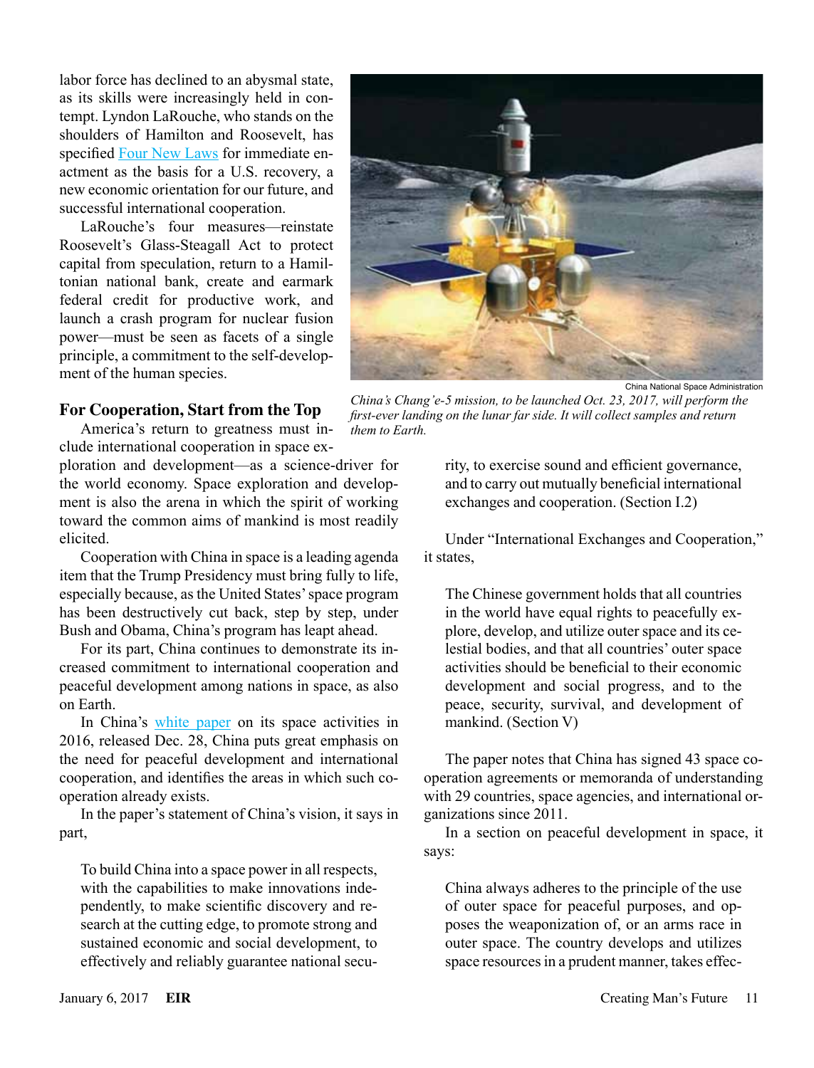labor force has declined to an abysmal state, as its skills were increasingly held in contempt. Lyndon LaRouche, who stands on the shoulders of Hamilton and Roosevelt, has specified Four New Laws for immediate enactment as the basis for a U.S. recovery, a new economic orientation for our future, and successful international cooperation.

LaRouche's four measures—reinstate Roosevelt's Glass-Steagall Act to protect capital from speculation, return to a Hamiltonian national bank, create and earmark federal credit for productive work, and launch a crash program for nuclear fusion power—must be seen as facets of a single principle, a commitment to the self-development of the human species.

China National Space Administration

*China's Chang'e-5 mission, to be launched Oct. 23, 2017, will perform the first-ever landing on the lunar far side. It will collect samples and return them to Earth.*

## For Cooperation, Start from the Top

America's return to greatness must include international cooperation in space exploration and development—as a science-driver for the world economy. Space exploration and development is also the arena in which the spirit of working toward the common aims of mankind is most readily elicited.

Cooperation with China in space is a leading agenda item that the Trump Presidency must bring fully to life, especially because, as the United States' space program has been destructively cut back, step by step, under Bush and Obama, China's program has leapt ahead.

For its part, China continues to demonstrate its increased commitment to international cooperation and peaceful development among nations in space, as also on Earth.

In China's white paper on its space activities in 2016, released Dec. 28, China puts great emphasis on the need for peaceful development and international cooperation, and identifies the areas in which such cooperation already exists.

In the paper's statement of China's vision, it says in part,

> To build China into a space power in all respects, with the capabilities to make innovations independently, to make scientific discovery and research at the cutting edge, to promote strong and sustained economic and social development, to effectively and reliably guarantee national security, to exercise sound and efficient governance, and to carry out mutually beneficial international exchanges and cooperation. (Section I.2)

Under "International Exchanges and Cooperation," it states,

> The Chinese government holds that all countries in the world have equal rights to peacefully explore, develop, and utilize outer space and its celestial bodies, and that all countries' outer space activities should be beneficial to their economic development and social progress, and to the peace, security, survival, and development of mankind. (Section V)

The paper notes that China has signed 43 space cooperation agreements or memoranda of understanding with 29 countries, space agencies, and international organizations since 2011.

In a section on peaceful development in space, it says:

> China always adheres to the principle of the use of outer space for peaceful purposes, and opposes the weaponization of, or an arms race in outer space. The country develops and utilizes space resources in a prudent manner, takes effec-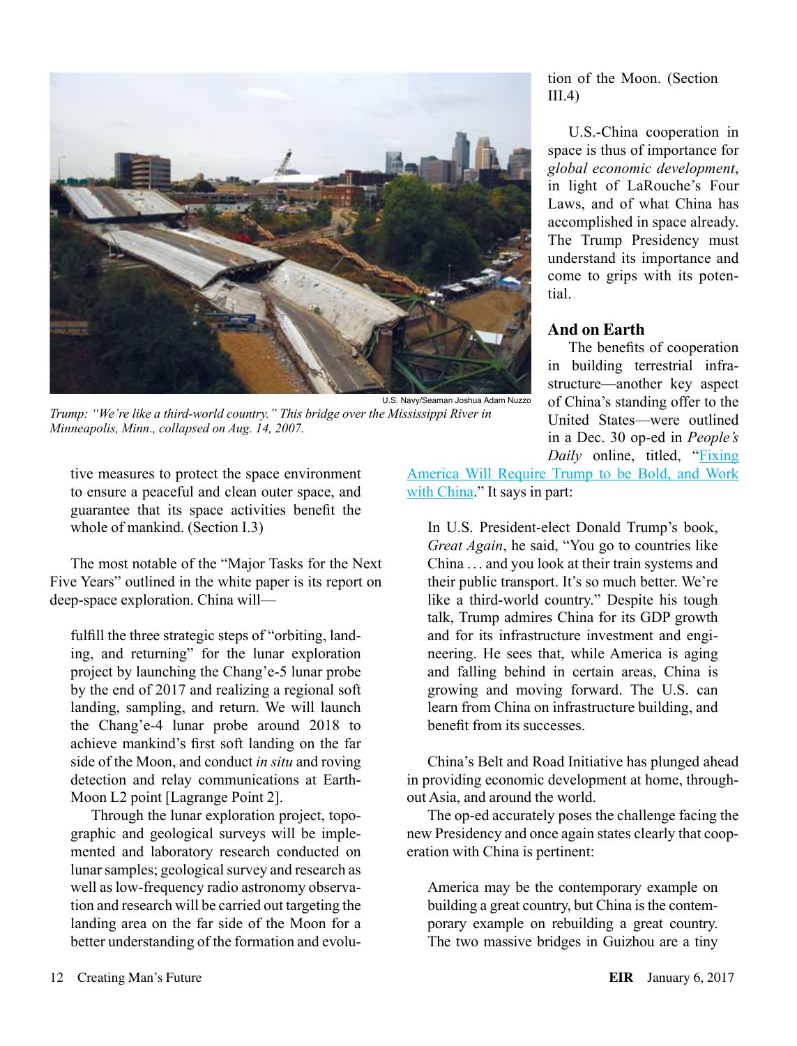U.S. Navy/Seaman Joshua Adam Nuzzo

*Trump: "We're like a third-world country." This bridge over the Mississippi River in Minneapolis, Minn., collapsed on Aug. 14, 2007.*

> tive measures to protect the space environment to ensure a peaceful and clean outer space, and guarantee that its space activities benefit the whole of mankind. (Section I.3)

The most notable of the "Major Tasks for the Next Five Years" outlined in the white paper is its report on deep-space exploration. China will—

> fulfill the three strategic steps of "orbiting, landing, and returning" for the lunar exploration project by launching the Chang'e-5 lunar probe by the end of 2017 and realizing a regional soft landing, sampling, and return. We will launch the Chang'e-4 lunar probe around 2018 to achieve mankind's first soft landing on the far side of the Moon, and conduct *in situ* and roving detection and relay communications at Earth-Moon L2 point [Lagrange Point 2].
>
> Through the lunar exploration project, topographic and geological surveys will be implemented and laboratory research conducted on lunar samples; geological survey and research as well as low-frequency radio astronomy observation and research will be carried out targeting the landing area on the far side of the Moon for a better understanding of the formation and evolution of the Moon. (Section III.4)

U.S.-China cooperation in space is thus of importance for *global economic development*, in light of LaRouche's Four Laws, and of what China has accomplished in space already. The Trump Presidency must understand its importance and come to grips with its potential.

## And on Earth

The benefits of cooperation in building terrestrial infrastructure—another key aspect of China's standing offer to the United States—were outlined in a Dec. 30 op-ed in *People's Daily* online, titled, "Fixing America Will Require Trump to be Bold, and Work with China." It says in part:

> In U.S. President-elect Donald Trump's book, *Great Again*, he said, "You go to countries like China . . . and you look at their train systems and their public transport. It's so much better. We're like a third-world country." Despite his tough talk, Trump admires China for its GDP growth and for its infrastructure investment and engineering. He sees that, while America is aging and falling behind in certain areas, China is growing and moving forward. The U.S. can learn from China on infrastructure building, and benefit from its successes.

China's Belt and Road Initiative has plunged ahead in providing economic development at home, throughout Asia, and around the world.

The op-ed accurately poses the challenge facing the new Presidency and once again states clearly that cooperation with China is pertinent:

> America may be the contemporary example on building a great country, but China is the contemporary example on rebuilding a great country. The two massive bridges in Guizhou are a tiny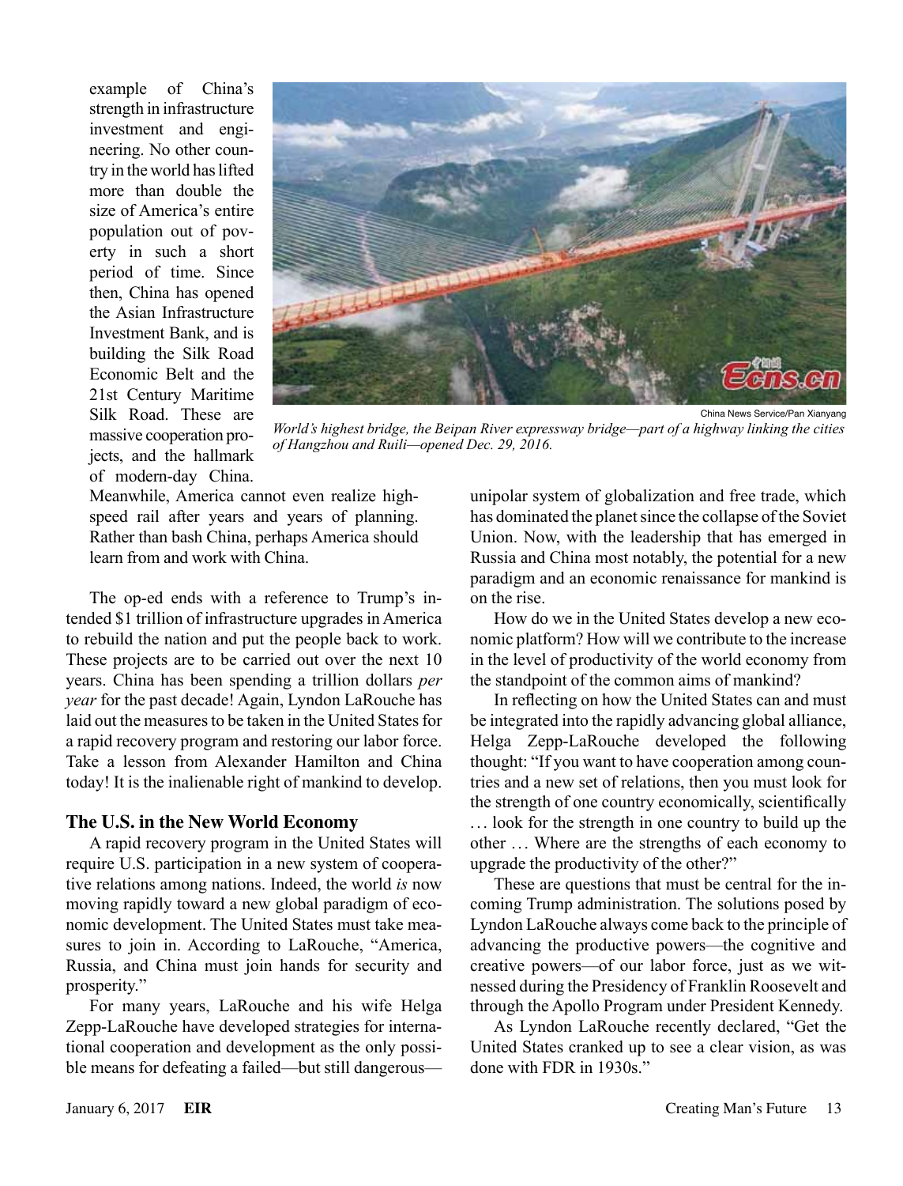example of China's strength in infrastructure investment and engineering. No other country in the world has lifted more than double the size of America's entire population out of poverty in such a short period of time. Since then, China has opened the Asian Infrastructure Investment Bank, and is building the Silk Road Economic Belt and the 21st Century Maritime Silk Road. These are massive cooperation projects, and the hallmark of modern-day China. Meanwhile, America cannot even realize high-speed rail after years and years of planning. Rather than bash China, perhaps America should learn from and work with China.

China News Service/Pan Xianyang

*World's highest bridge, the Beipan River expressway bridge—part of a highway linking the cities of Hangzhou and Ruili—opened Dec. 29, 2016.*

The op-ed ends with a reference to Trump's intended $1 trillion of infrastructure upgrades in America to rebuild the nation and put the people back to work. These projects are to be carried out over the next 10 years. China has been spending a trillion dollars *per year* for the past decade! Again, Lyndon LaRouche has laid out the measures to be taken in the United States for a rapid recovery program and restoring our labor force. Take a lesson from Alexander Hamilton and China today! It is the inalienable right of mankind to develop.

## The U.S. in the New World Economy

A rapid recovery program in the United States will require U.S. participation in a new system of cooperative relations among nations. Indeed, the world *is* now moving rapidly toward a new global paradigm of economic development. The United States must take measures to join in. According to LaRouche, "America, Russia, and China must join hands for security and prosperity."

For many years, LaRouche and his wife Helga Zepp-LaRouche have developed strategies for international cooperation and development as the only possible means for defeating a failed—but still dangerous—unipolar system of globalization and free trade, which has dominated the planet since the collapse of the Soviet Union. Now, with the leadership that has emerged in Russia and China most notably, the potential for a new paradigm and an economic renaissance for mankind is on the rise.

How do we in the United States develop a new economic platform? How will we contribute to the increase in the level of productivity of the world economy from the standpoint of the common aims of mankind?

In reflecting on how the United States can and must be integrated into the rapidly advancing global alliance, Helga Zepp-LaRouche developed the following thought: "If you want to have cooperation among countries and a new set of relations, then you must look for the strength of one country economically, scientifically . . . look for the strength in one country to build up the other . . . Where are the strengths of each economy to upgrade the productivity of the other?"

These are questions that must be central for the incoming Trump administration. The solutions posed by Lyndon LaRouche always come back to the principle of advancing the productive powers—the cognitive and creative powers—of our labor force, just as we witnessed during the Presidency of Franklin Roosevelt and through the Apollo Program under President Kennedy.

As Lyndon LaRouche recently declared, "Get the United States cranked up to see a clear vision, as was done with FDR in 1930s."